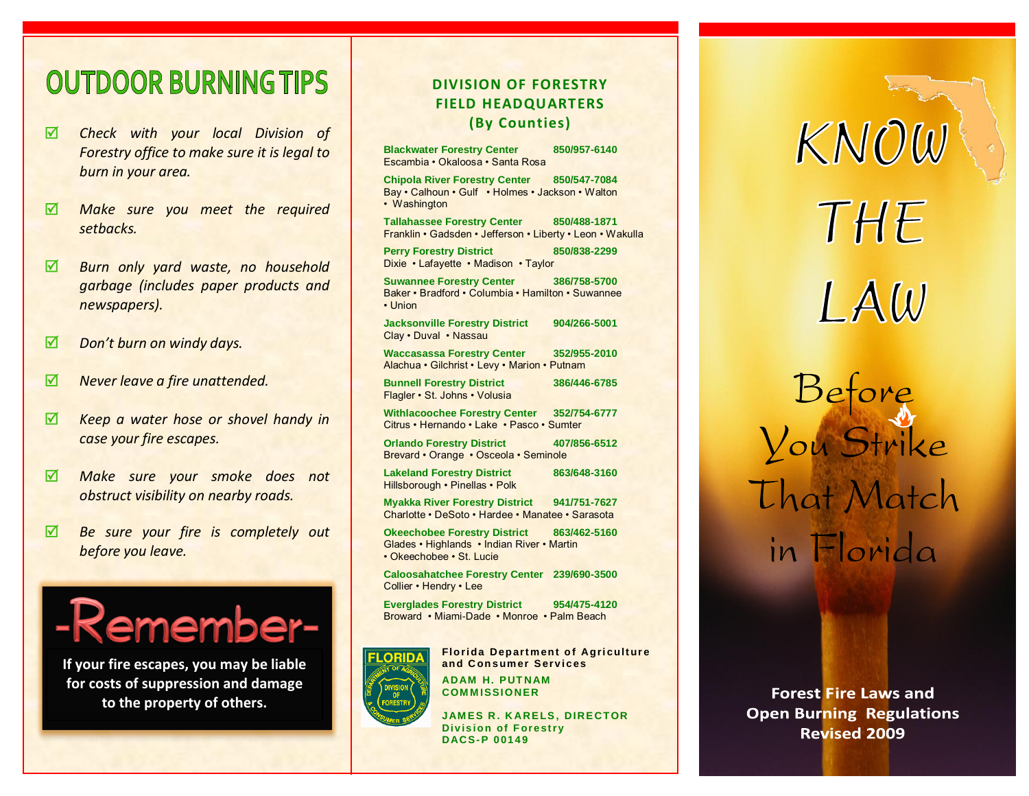# OUTDOOR BURNING TIPS

- ☑ *Check with your local Division of Forestry office to make sure it is legal to burn in your area.*
- ☑ *Make sure you meet the required setbacks.*
- ☑ *Burn only yard waste, no household garbage (includes paper products and newspapers).*
- ☑ *Don't burn on windy days.*
- ☑ *Never leave a fire unattended.*
- ☑ *Keep a water hose or shovel handy in case your fire escapes.*
- ☑ *Make sure your smoke does not obstruct visibility on nearby roads.*
- ☑ *Be sure your fire is completely out before you leave.*

## -Remember-

**If your fire escapes, you may be liable for costs of suppression and damage to the property of others.**

## DIVISION OF FORESTRY FIELD HEADQUARTERS (By Counties)

**Blackwater Forestry Center** — **850/957-6140**
Escambia • Okaloosa • Santa Rosa

**Chipola River Forestry Center** — **850/547-7084**
Bay • Calhoun • Gulf • Holmes • Jackson • Walton • Washington

**Tallahassee Forestry Center** — **850/488-1871**
Franklin • Gadsden • Jefferson • Liberty • Leon • Wakulla

**Perry Forestry District** — **850/838-2299**
Dixie • Lafayette • Madison • Taylor

**Suwannee Forestry Center** — **386/758-5700**
Baker • Bradford • Columbia • Hamilton • Suwannee • Union

**Jacksonville Forestry District** — **904/266-5001**
Clay • Duval • Nassau

**Waccasassa Forestry Center** — **352/955-2010**
Alachua • Gilchrist • Levy • Marion • Putnam

**Bunnell Forestry District** — **386/446-6785**
Flagler • St. Johns • Volusia

**Withlacoochee Forestry Center** — **352/754-6777**
Citrus • Hernando • Lake • Pasco • Sumter

**Orlando Forestry District** — **407/856-6512**
Brevard • Orange • Osceola • Seminole

**Lakeland Forestry District** — **863/648-3160**
Hillsborough • Pinellas • Polk

**Myakka River Forestry District** — **941/751-7627**
Charlotte • DeSoto • Hardee • Manatee • Sarasota

**Okeechobee Forestry District** — **863/462-5160**
Glades • Highlands • Indian River • Martin • Okeechobee • St. Lucie

**Caloosahatchee Forestry Center** — **239/690-3500**
Collier • Hendry • Lee

**Everglades Forestry District** — **954/475-4120**
Broward • Miami-Dade • Monroe • Palm Beach

**Florida Department of Agriculture and Consumer Services**

ADAM H. PUTNAM
COMMISSIONER

JAMES R. KARELS, DIRECTOR
Division of Forestry
DACS-P 00149

# KNOW THE LAW

## Before You Strike That Match in Florida

**Forest Fire Laws and Open Burning Regulations**
**Revised 2009**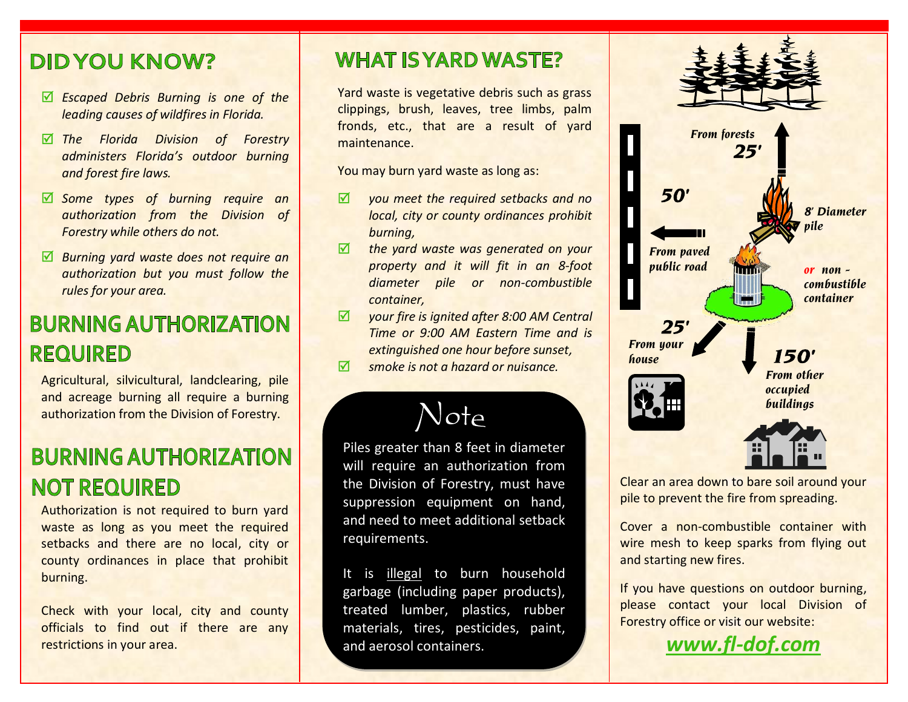## DID YOU KNOW?

- ☑ *Escaped Debris Burning is one of the leading causes of wildfires in Florida.*
- ☑ *The Florida Division of Forestry administers Florida's outdoor burning and forest fire laws.*
- ☑ *Some types of burning require an authorization from the Division of Forestry while others do not.*
- ☑ *Burning yard waste does not require an authorization but you must follow the rules for your area.*

## BURNING AUTHORIZATION REQUIRED

Agricultural, silvicultural, landclearing, pile and acreage burning all require a burning authorization from the Division of Forestry.

## BURNING AUTHORIZATION NOT REQUIRED

Authorization is not required to burn yard waste as long as you meet the required setbacks and there are no local, city or county ordinances in place that prohibit burning.

Check with your local, city and county officials to find out if there are any restrictions in your area.

## WHAT IS YARD WASTE?

Yard waste is vegetative debris such as grass clippings, brush, leaves, tree limbs, palm fronds, etc., that are a result of yard maintenance.

You may burn yard waste as long as:

- ☑ *you meet the required setbacks and no local, city or county ordinances prohibit burning,*
- ☑ *the yard waste was generated on your property and it will fit in an 8-foot diameter pile or non-combustible container,*
- ☑ *your fire is ignited after 8:00 AM Central Time or 9:00 AM Eastern Time and is extinguished one hour before sunset,*
- ☑ *smoke is not a hazard or nuisance.*

### Note

Piles greater than 8 feet in diameter will require an authorization from the Division of Forestry, must have suppression equipment on hand, and need to meet additional setback requirements.

It is illegal to burn household garbage (including paper products), treated lumber, plastics, rubber materials, tires, pesticides, paint, and aerosol containers.

*From forests*
*25'*

*50'*
*From paved public road*

*8' Diameter pile*

*or non - combustible container*

*25'*
*From your house*

*150'*
*From other occupied buildings*

Clear an area down to bare soil around your pile to prevent the fire from spreading.

Cover a non-combustible container with wire mesh to keep sparks from flying out and starting new fires.

If you have questions on outdoor burning, please contact your local Division of Forestry office or visit our website:

***www.fl-dof.com***